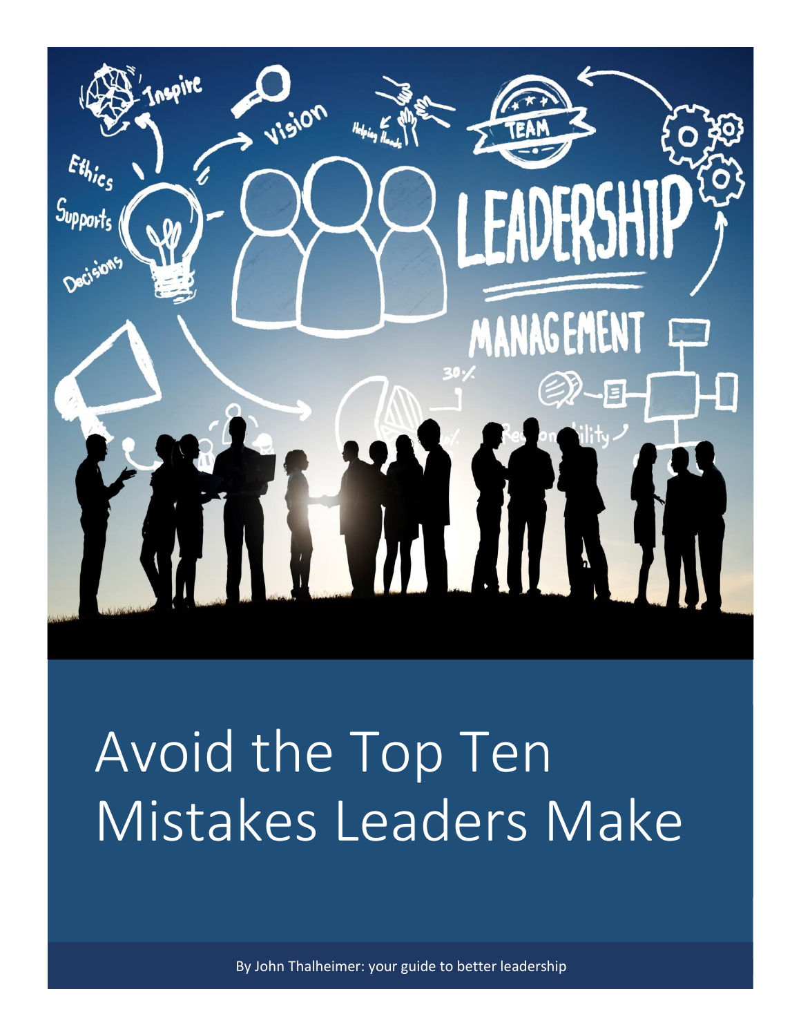# Avoid the Top Ten Mistakes Leaders Make

By John Thalheimer: your guide to better leadership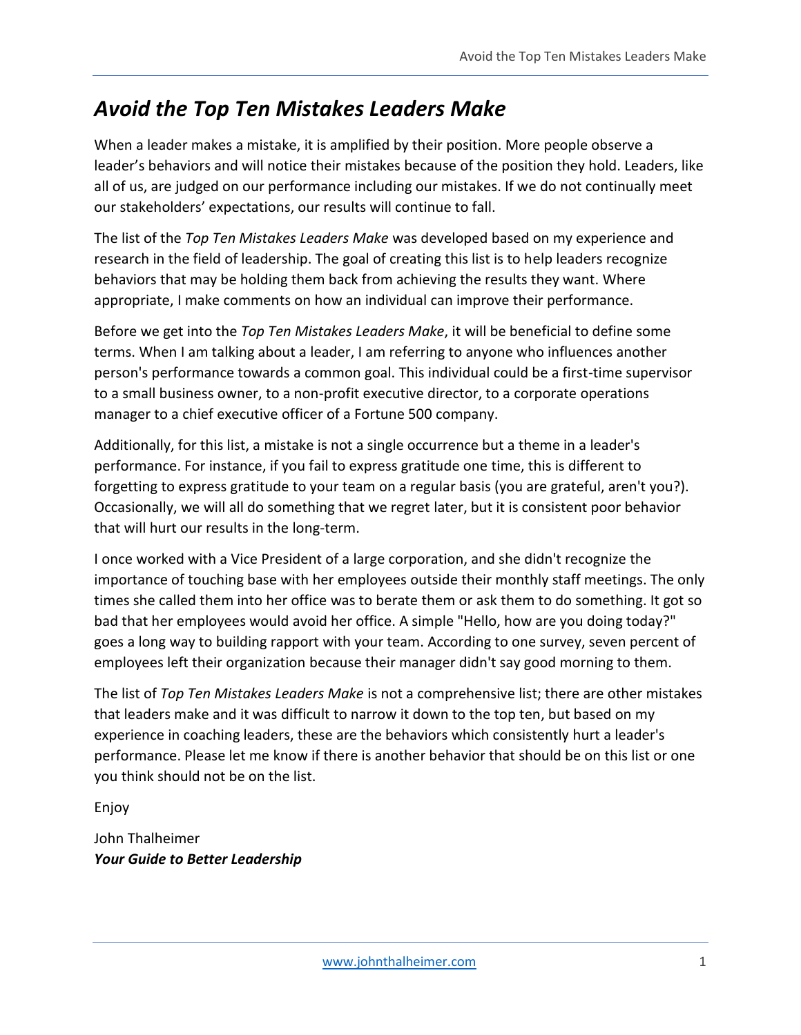# *Avoid the Top Ten Mistakes Leaders Make*

When a leader makes a mistake, it is amplified by their position. More people observe a leader's behaviors and will notice their mistakes because of the position they hold. Leaders, like all of us, are judged on our performance including our mistakes. If we do not continually meet our stakeholders' expectations, our results will continue to fall.

The list of the *Top Ten Mistakes Leaders Make* was developed based on my experience and research in the field of leadership. The goal of creating this list is to help leaders recognize behaviors that may be holding them back from achieving the results they want. Where appropriate, I make comments on how an individual can improve their performance.

Before we get into the *Top Ten Mistakes Leaders Make*, it will be beneficial to define some terms. When I am talking about a leader, I am referring to anyone who influences another person's performance towards a common goal. This individual could be a first-time supervisor to a small business owner, to a non-profit executive director, to a corporate operations manager to a chief executive officer of a Fortune 500 company.

Additionally, for this list, a mistake is not a single occurrence but a theme in a leader's performance. For instance, if you fail to express gratitude one time, this is different to forgetting to express gratitude to your team on a regular basis (you are grateful, aren't you?). Occasionally, we will all do something that we regret later, but it is consistent poor behavior that will hurt our results in the long-term.

I once worked with a Vice President of a large corporation, and she didn't recognize the importance of touching base with her employees outside their monthly staff meetings. The only times she called them into her office was to berate them or ask them to do something. It got so bad that her employees would avoid her office. A simple "Hello, how are you doing today?" goes a long way to building rapport with your team. According to one survey, seven percent of employees left their organization because their manager didn't say good morning to them.

The list of *Top Ten Mistakes Leaders Make* is not a comprehensive list; there are other mistakes that leaders make and it was difficult to narrow it down to the top ten, but based on my experience in coaching leaders, these are the behaviors which consistently hurt a leader's performance. Please let me know if there is another behavior that should be on this list or one you think should not be on the list.

Enjoy

John Thalheimer
***Your Guide to Better Leadership***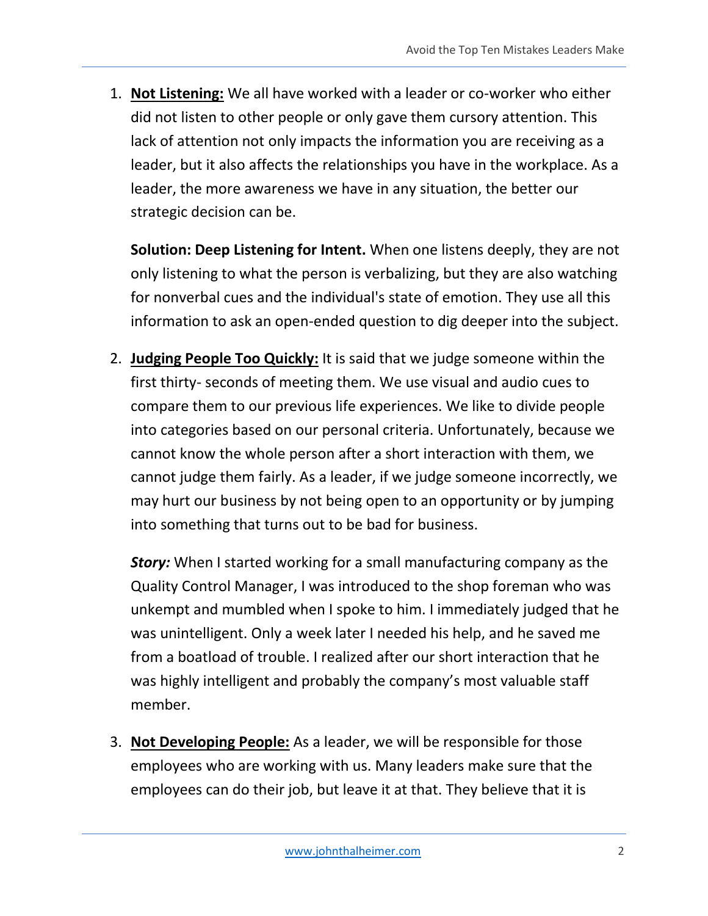1. **<u>Not Listening:</u>** We all have worked with a leader or co-worker who either did not listen to other people or only gave them cursory attention. This lack of attention not only impacts the information you are receiving as a leader, but it also affects the relationships you have in the workplace. As a leader, the more awareness we have in any situation, the better our strategic decision can be.

   **Solution: Deep Listening for Intent.** When one listens deeply, they are not only listening to what the person is verbalizing, but they are also watching for nonverbal cues and the individual's state of emotion. They use all this information to ask an open-ended question to dig deeper into the subject.

2. **<u>Judging People Too Quickly:</u>** It is said that we judge someone within the first thirty- seconds of meeting them. We use visual and audio cues to compare them to our previous life experiences. We like to divide people into categories based on our personal criteria. Unfortunately, because we cannot know the whole person after a short interaction with them, we cannot judge them fairly. As a leader, if we judge someone incorrectly, we may hurt our business by not being open to an opportunity or by jumping into something that turns out to be bad for business.

   ***Story:*** When I started working for a small manufacturing company as the Quality Control Manager, I was introduced to the shop foreman who was unkempt and mumbled when I spoke to him. I immediately judged that he was unintelligent. Only a week later I needed his help, and he saved me from a boatload of trouble. I realized after our short interaction that he was highly intelligent and probably the company's most valuable staff member.

3. **<u>Not Developing People:</u>** As a leader, we will be responsible for those employees who are working with us. Many leaders make sure that the employees can do their job, but leave it at that. They believe that it is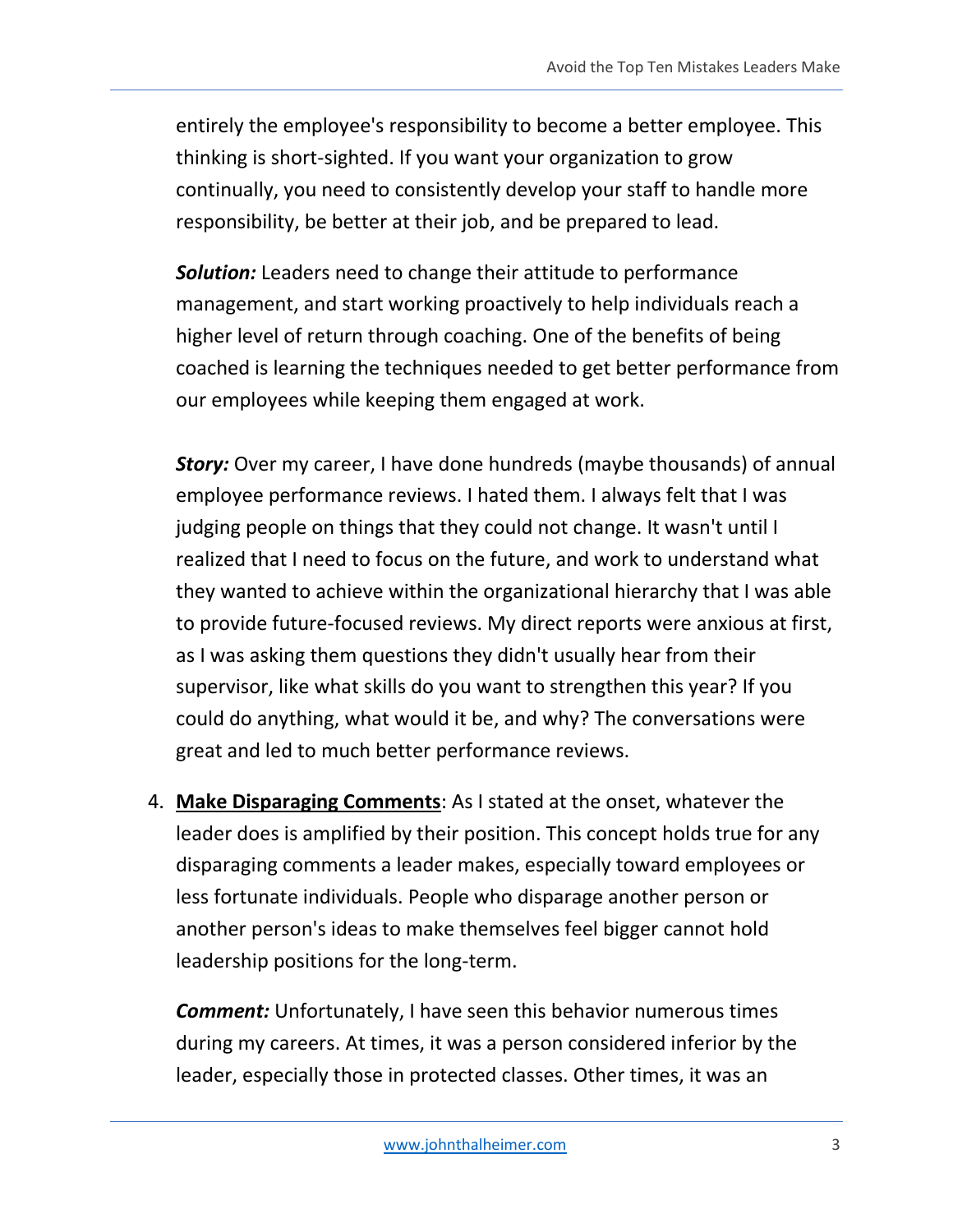entirely the employee's responsibility to become a better employee. This thinking is short-sighted. If you want your organization to grow continually, you need to consistently develop your staff to handle more responsibility, be better at their job, and be prepared to lead.

***Solution:*** Leaders need to change their attitude to performance management, and start working proactively to help individuals reach a higher level of return through coaching. One of the benefits of being coached is learning the techniques needed to get better performance from our employees while keeping them engaged at work.

***Story:*** Over my career, I have done hundreds (maybe thousands) of annual employee performance reviews. I hated them. I always felt that I was judging people on things that they could not change. It wasn't until I realized that I need to focus on the future, and work to understand what they wanted to achieve within the organizational hierarchy that I was able to provide future-focused reviews. My direct reports were anxious at first, as I was asking them questions they didn't usually hear from their supervisor, like what skills do you want to strengthen this year? If you could do anything, what would it be, and why? The conversations were great and led to much better performance reviews.

4. <u>**Make Disparaging Comments**</u>: As I stated at the onset, whatever the leader does is amplified by their position. This concept holds true for any disparaging comments a leader makes, especially toward employees or less fortunate individuals. People who disparage another person or another person's ideas to make themselves feel bigger cannot hold leadership positions for the long-term.

   ***Comment:*** Unfortunately, I have seen this behavior numerous times during my careers. At times, it was a person considered inferior by the leader, especially those in protected classes. Other times, it was an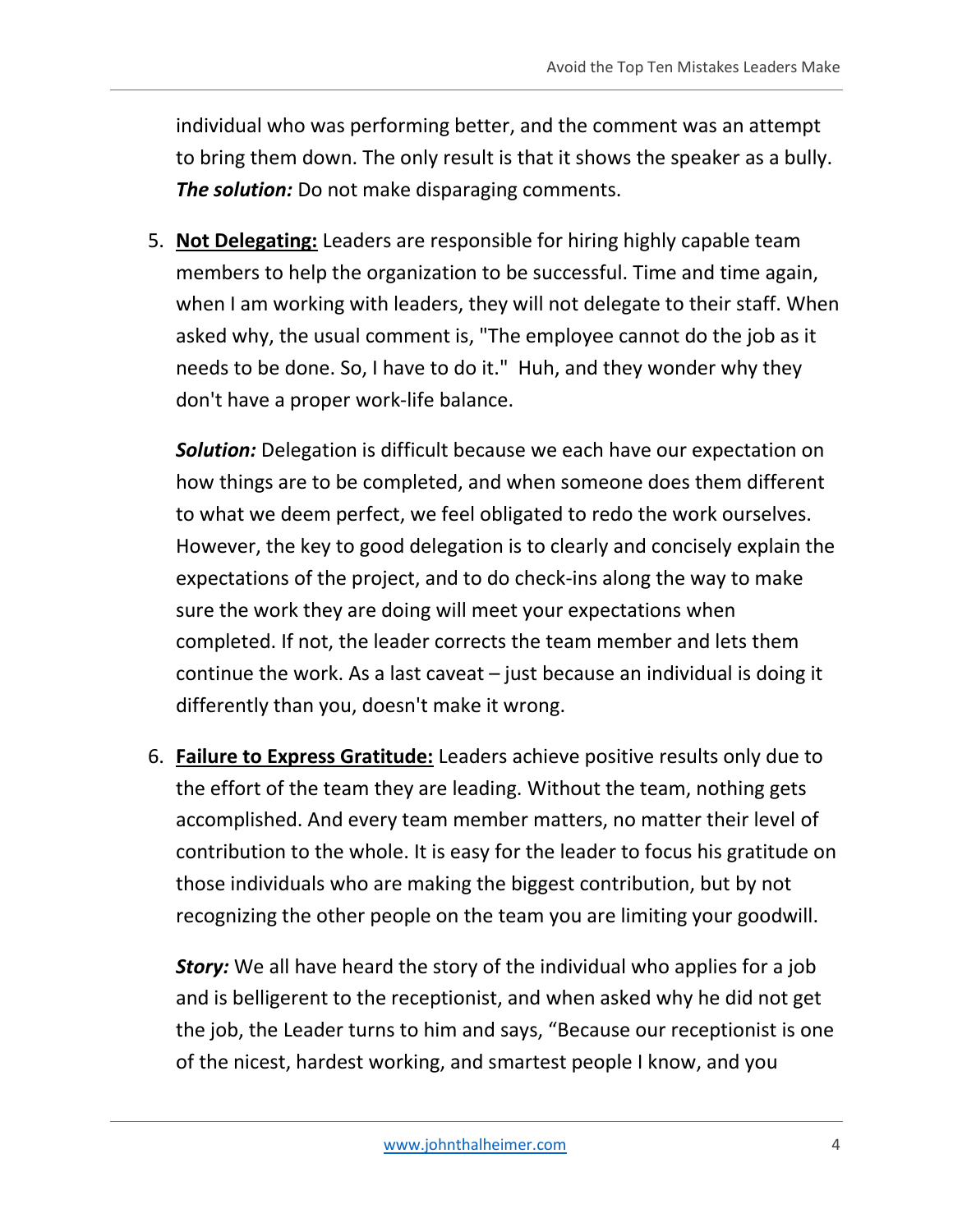individual who was performing better, and the comment was an attempt to bring them down. The only result is that it shows the speaker as a bully. ***The solution:*** Do not make disparaging comments.

5. **Not Delegating:** Leaders are responsible for hiring highly capable team members to help the organization to be successful. Time and time again, when I am working with leaders, they will not delegate to their staff. When asked why, the usual comment is, "The employee cannot do the job as it needs to be done. So, I have to do it."  Huh, and they wonder why they don't have a proper work-life balance.

   ***Solution:*** Delegation is difficult because we each have our expectation on how things are to be completed, and when someone does them different to what we deem perfect, we feel obligated to redo the work ourselves. However, the key to good delegation is to clearly and concisely explain the expectations of the project, and to do check-ins along the way to make sure the work they are doing will meet your expectations when completed. If not, the leader corrects the team member and lets them continue the work. As a last caveat – just because an individual is doing it differently than you, doesn't make it wrong.

6. **Failure to Express Gratitude:** Leaders achieve positive results only due to the effort of the team they are leading. Without the team, nothing gets accomplished. And every team member matters, no matter their level of contribution to the whole. It is easy for the leader to focus his gratitude on those individuals who are making the biggest contribution, but by not recognizing the other people on the team you are limiting your goodwill.

   ***Story:*** We all have heard the story of the individual who applies for a job and is belligerent to the receptionist, and when asked why he did not get the job, the Leader turns to him and says, "Because our receptionist is one of the nicest, hardest working, and smartest people I know, and you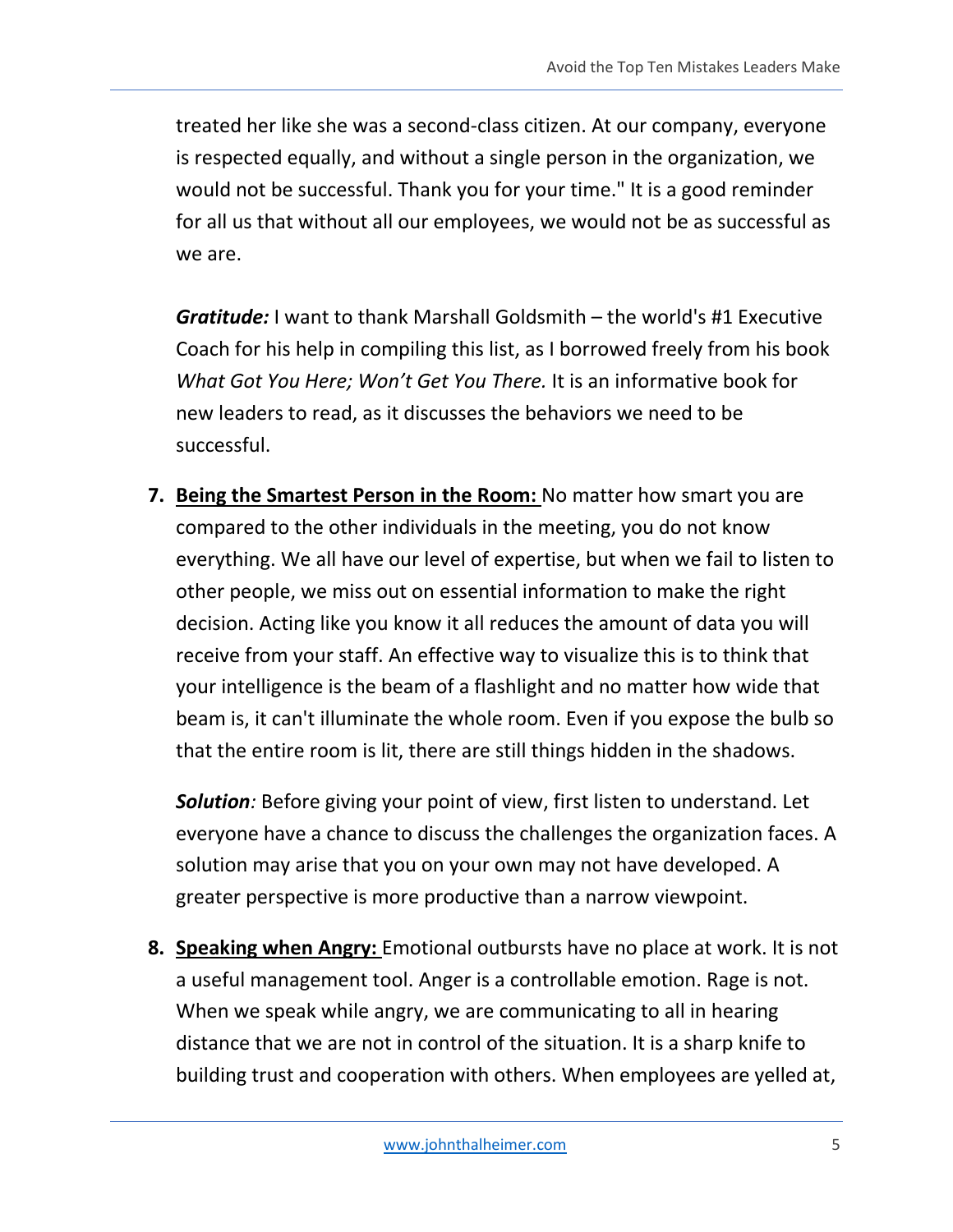treated her like she was a second-class citizen. At our company, everyone is respected equally, and without a single person in the organization, we would not be successful. Thank you for your time." It is a good reminder for all us that without all our employees, we would not be as successful as we are.

***Gratitude:*** I want to thank Marshall Goldsmith – the world's #1 Executive Coach for his help in compiling this list, as I borrowed freely from his book *What Got You Here; Won't Get You There.* It is an informative book for new leaders to read, as it discusses the behaviors we need to be successful.

7. **Being the Smartest Person in the Room:** No matter how smart you are compared to the other individuals in the meeting, you do not know everything. We all have our level of expertise, but when we fail to listen to other people, we miss out on essential information to make the right decision. Acting like you know it all reduces the amount of data you will receive from your staff. An effective way to visualize this is to think that your intelligence is the beam of a flashlight and no matter how wide that beam is, it can't illuminate the whole room. Even if you expose the bulb so that the entire room is lit, there are still things hidden in the shadows.

   ***Solution****:* Before giving your point of view, first listen to understand. Let everyone have a chance to discuss the challenges the organization faces. A solution may arise that you on your own may not have developed. A greater perspective is more productive than a narrow viewpoint.

8. **Speaking when Angry:** Emotional outbursts have no place at work. It is not a useful management tool. Anger is a controllable emotion. Rage is not. When we speak while angry, we are communicating to all in hearing distance that we are not in control of the situation. It is a sharp knife to building trust and cooperation with others. When employees are yelled at,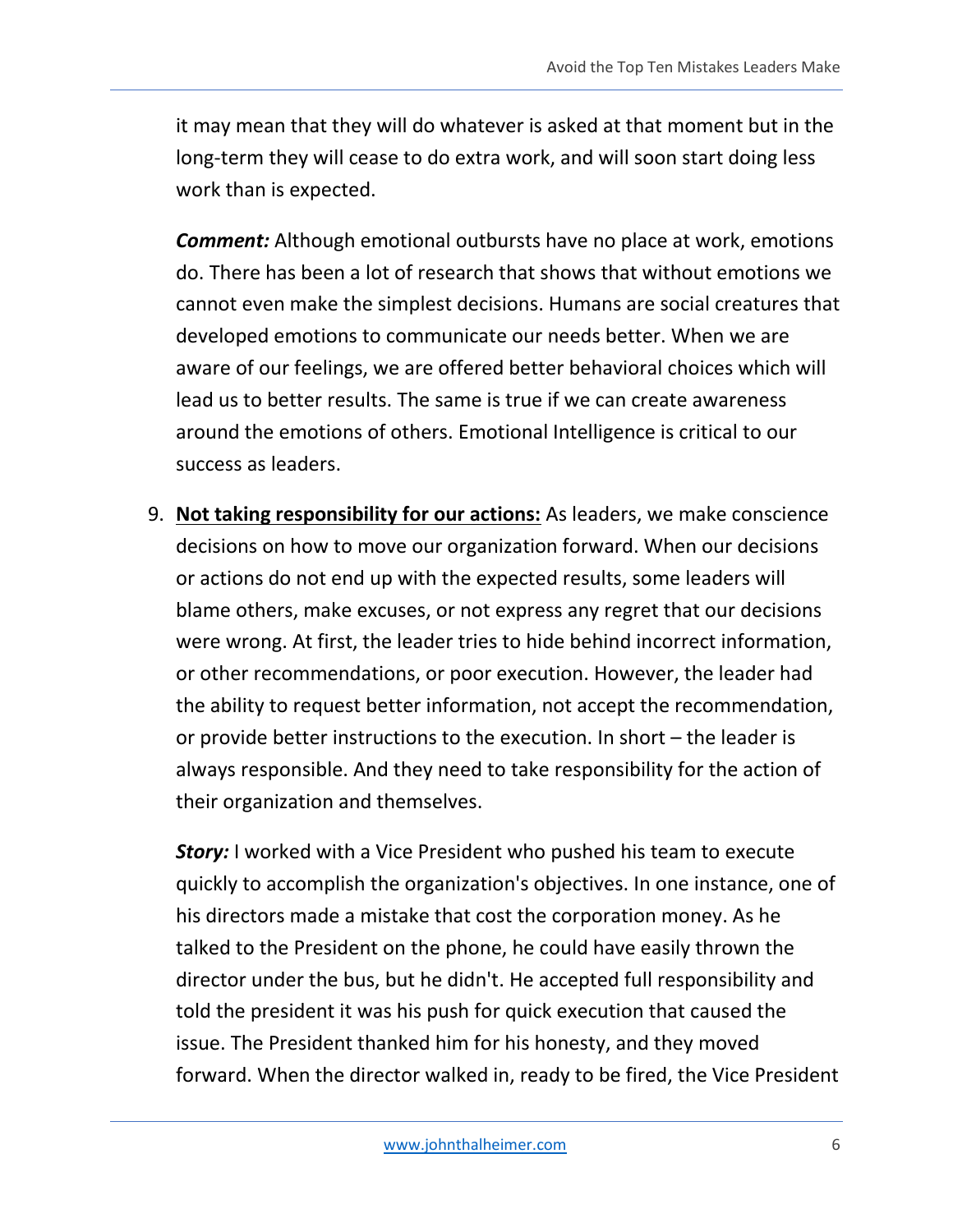it may mean that they will do whatever is asked at that moment but in the long-term they will cease to do extra work, and will soon start doing less work than is expected.

***Comment:*** Although emotional outbursts have no place at work, emotions do. There has been a lot of research that shows that without emotions we cannot even make the simplest decisions. Humans are social creatures that developed emotions to communicate our needs better. When we are aware of our feelings, we are offered better behavioral choices which will lead us to better results. The same is true if we can create awareness around the emotions of others. Emotional Intelligence is critical to our success as leaders.

9. **<u>Not taking responsibility for our actions:</u>** As leaders, we make conscience decisions on how to move our organization forward. When our decisions or actions do not end up with the expected results, some leaders will blame others, make excuses, or not express any regret that our decisions were wrong. At first, the leader tries to hide behind incorrect information, or other recommendations, or poor execution. However, the leader had the ability to request better information, not accept the recommendation, or provide better instructions to the execution. In short – the leader is always responsible. And they need to take responsibility for the action of their organization and themselves.

   ***Story:*** I worked with a Vice President who pushed his team to execute quickly to accomplish the organization's objectives. In one instance, one of his directors made a mistake that cost the corporation money. As he talked to the President on the phone, he could have easily thrown the director under the bus, but he didn't. He accepted full responsibility and told the president it was his push for quick execution that caused the issue. The President thanked him for his honesty, and they moved forward. When the director walked in, ready to be fired, the Vice President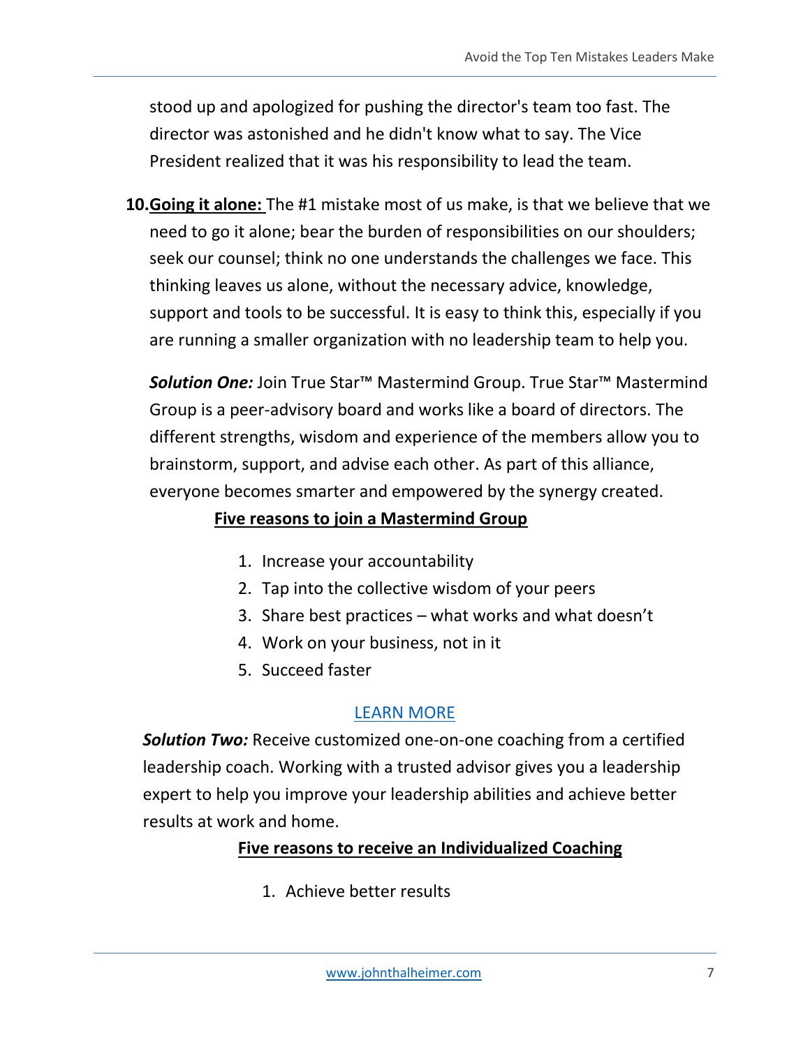stood up and apologized for pushing the director's team too fast. The director was astonished and he didn't know what to say. The Vice President realized that it was his responsibility to lead the team.

10. **Going it alone:** The #1 mistake most of us make, is that we believe that we need to go it alone; bear the burden of responsibilities on our shoulders; seek our counsel; think no one understands the challenges we face. This thinking leaves us alone, without the necessary advice, knowledge, support and tools to be successful. It is easy to think this, especially if you are running a smaller organization with no leadership team to help you.

    ***Solution One:*** Join True Star™ Mastermind Group. True Star™ Mastermind Group is a peer-advisory board and works like a board of directors. The different strengths, wisdom and experience of the members allow you to brainstorm, support, and advise each other. As part of this alliance, everyone becomes smarter and empowered by the synergy created.

    **Five reasons to join a Mastermind Group**

    1. Increase your accountability
    2. Tap into the collective wisdom of your peers
    3. Share best practices – what works and what doesn't
    4. Work on your business, not in it
    5. Succeed faster

    LEARN MORE

    ***Solution Two:*** Receive customized one-on-one coaching from a certified leadership coach. Working with a trusted advisor gives you a leadership expert to help you improve your leadership abilities and achieve better results at work and home.

    **Five reasons to receive an Individualized Coaching**

    1. Achieve better results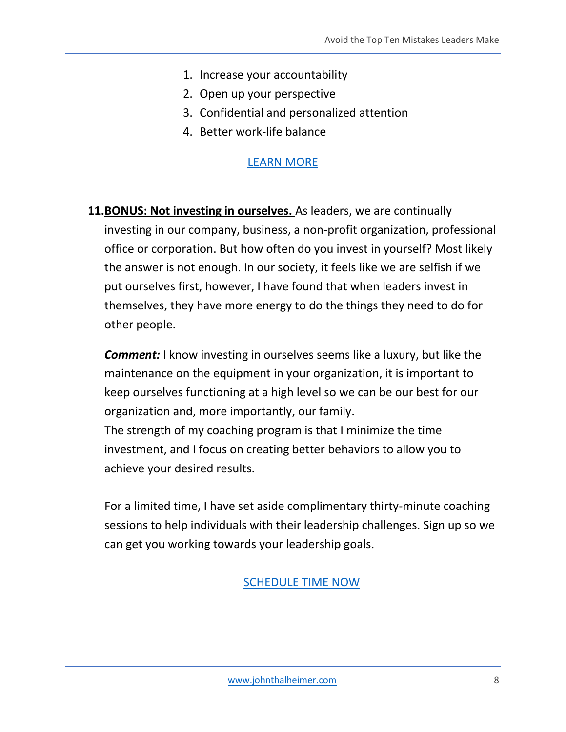1. Increase your accountability
2. Open up your perspective
3. Confidential and personalized attention
4. Better work-life balance

LEARN MORE

11. **BONUS: Not investing in ourselves.** As leaders, we are continually investing in our company, business, a non-profit organization, professional office or corporation. But how often do you invest in yourself? Most likely the answer is not enough. In our society, it feels like we are selfish if we put ourselves first, however, I have found that when leaders invest in themselves, they have more energy to do the things they need to do for other people.

    ***Comment:*** I know investing in ourselves seems like a luxury, but like the maintenance on the equipment in your organization, it is important to keep ourselves functioning at a high level so we can be our best for our organization and, more importantly, our family.
    The strength of my coaching program is that I minimize the time investment, and I focus on creating better behaviors to allow you to achieve your desired results.

    For a limited time, I have set aside complimentary thirty-minute coaching sessions to help individuals with their leadership challenges. Sign up so we can get you working towards your leadership goals.

SCHEDULE TIME NOW

www.johnthalheimer.com